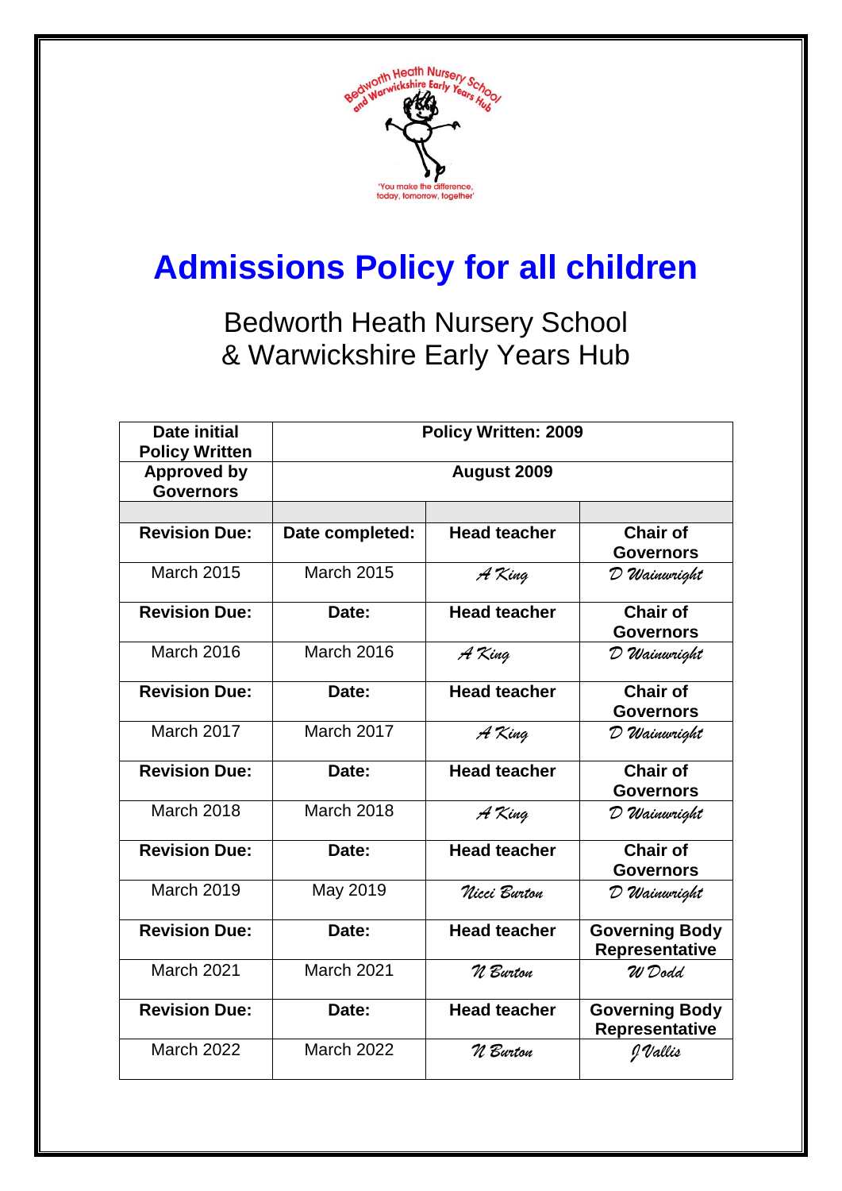# Admissions Policy for all children

Bedworth Heath Nursery School
& Warwickshire Early Years Hub

| Date initial Policy Written | Policy Written: 2009 | | |
|---|---|---|---|
| Approved by Governors | August 2009 | | |
| | | | |
| **Revision Due:** | **Date completed:** | **Head teacher** | **Chair of Governors** |
| March 2015 | March 2015 | *A King* | *D Wainwright* |
| **Revision Due:** | **Date:** | **Head teacher** | **Chair of Governors** |
| March 2016 | March 2016 | *A King* | *D Wainwright* |
| **Revision Due:** | **Date:** | **Head teacher** | **Chair of Governors** |
| March 2017 | March 2017 | *A King* | *D Wainwright* |
| **Revision Due:** | **Date:** | **Head teacher** | **Chair of Governors** |
| March 2018 | March 2018 | *A King* | *D Wainwright* |
| **Revision Due:** | **Date:** | **Head teacher** | **Chair of Governors** |
| March 2019 | May 2019 | *Nicci Burton* | *D Wainwright* |
| **Revision Due:** | **Date:** | **Head teacher** | **Governing Body Representative** |
| March 2021 | March 2021 | *N Burton* | *W Dodd* |
| **Revision Due:** | **Date:** | **Head teacher** | **Governing Body Representative** |
| March 2022 | March 2022 | *N Burton* | *J Vallis* |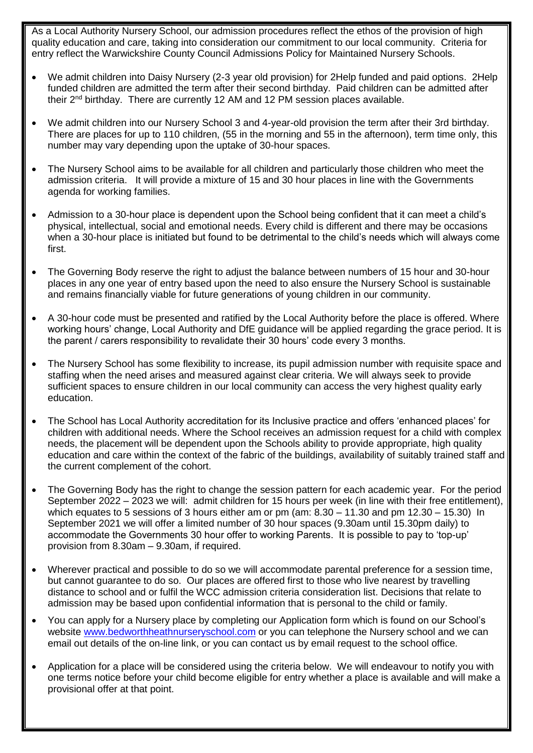As a Local Authority Nursery School, our admission procedures reflect the ethos of the provision of high quality education and care, taking into consideration our commitment to our local community. Criteria for entry reflect the Warwickshire County Council Admissions Policy for Maintained Nursery Schools.

- We admit children into Daisy Nursery (2-3 year old provision) for 2Help funded and paid options. 2Help funded children are admitted the term after their second birthday. Paid children can be admitted after their 2nd birthday. There are currently 12 AM and 12 PM session places available.
- We admit children into our Nursery School 3 and 4-year-old provision the term after their 3rd birthday. There are places for up to 110 children, (55 in the morning and 55 in the afternoon), term time only, this number may vary depending upon the uptake of 30-hour spaces.
- The Nursery School aims to be available for all children and particularly those children who meet the admission criteria. It will provide a mixture of 15 and 30 hour places in line with the Governments agenda for working families.
- Admission to a 30-hour place is dependent upon the School being confident that it can meet a child's physical, intellectual, social and emotional needs. Every child is different and there may be occasions when a 30-hour place is initiated but found to be detrimental to the child's needs which will always come first.
- The Governing Body reserve the right to adjust the balance between numbers of 15 hour and 30-hour places in any one year of entry based upon the need to also ensure the Nursery School is sustainable and remains financially viable for future generations of young children in our community.
- A 30-hour code must be presented and ratified by the Local Authority before the place is offered. Where working hours' change, Local Authority and DfE guidance will be applied regarding the grace period. It is the parent / carers responsibility to revalidate their 30 hours' code every 3 months.
- The Nursery School has some flexibility to increase, its pupil admission number with requisite space and staffing when the need arises and measured against clear criteria. We will always seek to provide sufficient spaces to ensure children in our local community can access the very highest quality early education.
- The School has Local Authority accreditation for its Inclusive practice and offers 'enhanced places' for children with additional needs. Where the School receives an admission request for a child with complex needs, the placement will be dependent upon the Schools ability to provide appropriate, high quality education and care within the context of the fabric of the buildings, availability of suitably trained staff and the current complement of the cohort.
- The Governing Body has the right to change the session pattern for each academic year. For the period September 2022 – 2023 we will: admit children for 15 hours per week (in line with their free entitlement), which equates to 5 sessions of 3 hours either am or pm (am: 8.30 – 11.30 and pm 12.30 – 15.30) In September 2021 we will offer a limited number of 30 hour spaces (9.30am until 15.30pm daily) to accommodate the Governments 30 hour offer to working Parents. It is possible to pay to 'top-up' provision from 8.30am – 9.30am, if required.
- Wherever practical and possible to do so we will accommodate parental preference for a session time, but cannot guarantee to do so. Our places are offered first to those who live nearest by travelling distance to school and or fulfil the WCC admission criteria consideration list. Decisions that relate to admission may be based upon confidential information that is personal to the child or family.
- You can apply for a Nursery place by completing our Application form which is found on our School's website [www.bedworthheathnurseryschool.com](http://www.bedworthheathnurseryschool.com) or you can telephone the Nursery school and we can email out details of the on-line link, or you can contact us by email request to the school office.
- Application for a place will be considered using the criteria below. We will endeavour to notify you with one terms notice before your child become eligible for entry whether a place is available and will make a provisional offer at that point.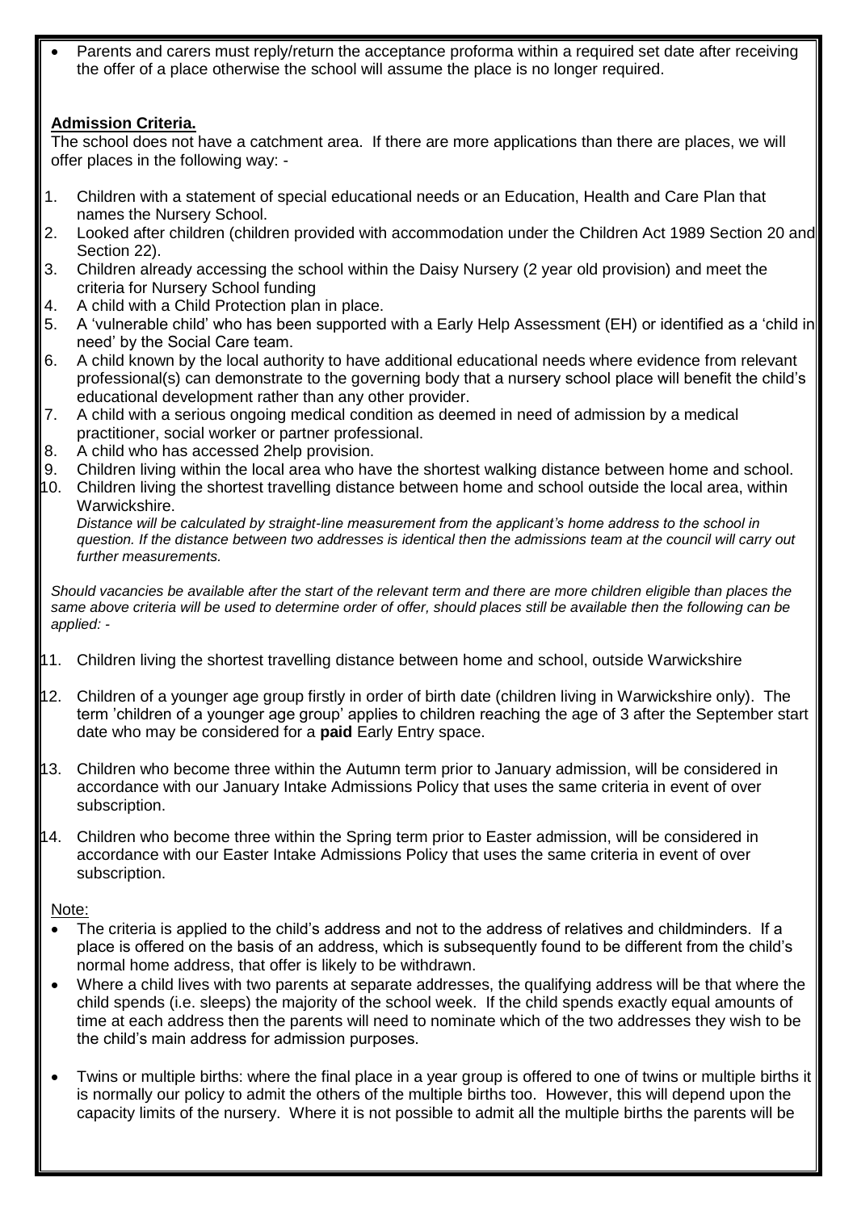- Parents and carers must reply/return the acceptance proforma within a required set date after receiving the offer of a place otherwise the school will assume the place is no longer required.

**Admission Criteria.**

The school does not have a catchment area. If there are more applications than there are places, we will offer places in the following way: -

1. Children with a statement of special educational needs or an Education, Health and Care Plan that names the Nursery School.
2. Looked after children (children provided with accommodation under the Children Act 1989 Section 20 and Section 22).
3. Children already accessing the school within the Daisy Nursery (2 year old provision) and meet the criteria for Nursery School funding
4. A child with a Child Protection plan in place.
5. A 'vulnerable child' who has been supported with a Early Help Assessment (EH) or identified as a 'child in need' by the Social Care team.
6. A child known by the local authority to have additional educational needs where evidence from relevant professional(s) can demonstrate to the governing body that a nursery school place will benefit the child's educational development rather than any other provider.
7. A child with a serious ongoing medical condition as deemed in need of admission by a medical practitioner, social worker or partner professional.
8. A child who has accessed 2help provision.
9. Children living within the local area who have the shortest walking distance between home and school.
10. Children living the shortest travelling distance between home and school outside the local area, within Warwickshire.

    *Distance will be calculated by straight-line measurement from the applicant's home address to the school in question. If the distance between two addresses is identical then the admissions team at the council will carry out further measurements.*

*Should vacancies be available after the start of the relevant term and there are more children eligible than places the same above criteria will be used to determine order of offer, should places still be available then the following can be applied: -*

11. Children living the shortest travelling distance between home and school, outside Warwickshire
12. Children of a younger age group firstly in order of birth date (children living in Warwickshire only). The term 'children of a younger age group' applies to children reaching the age of 3 after the September start date who may be considered for a **paid** Early Entry space.
13. Children who become three within the Autumn term prior to January admission, will be considered in accordance with our January Intake Admissions Policy that uses the same criteria in event of over subscription.
14. Children who become three within the Spring term prior to Easter admission, will be considered in accordance with our Easter Intake Admissions Policy that uses the same criteria in event of over subscription.

Note:

- The criteria is applied to the child's address and not to the address of relatives and childminders. If a place is offered on the basis of an address, which is subsequently found to be different from the child's normal home address, that offer is likely to be withdrawn.
- Where a child lives with two parents at separate addresses, the qualifying address will be that where the child spends (i.e. sleeps) the majority of the school week. If the child spends exactly equal amounts of time at each address then the parents will need to nominate which of the two addresses they wish to be the child's main address for admission purposes.
- Twins or multiple births: where the final place in a year group is offered to one of twins or multiple births it is normally our policy to admit the others of the multiple births too. However, this will depend upon the capacity limits of the nursery. Where it is not possible to admit all the multiple births the parents will be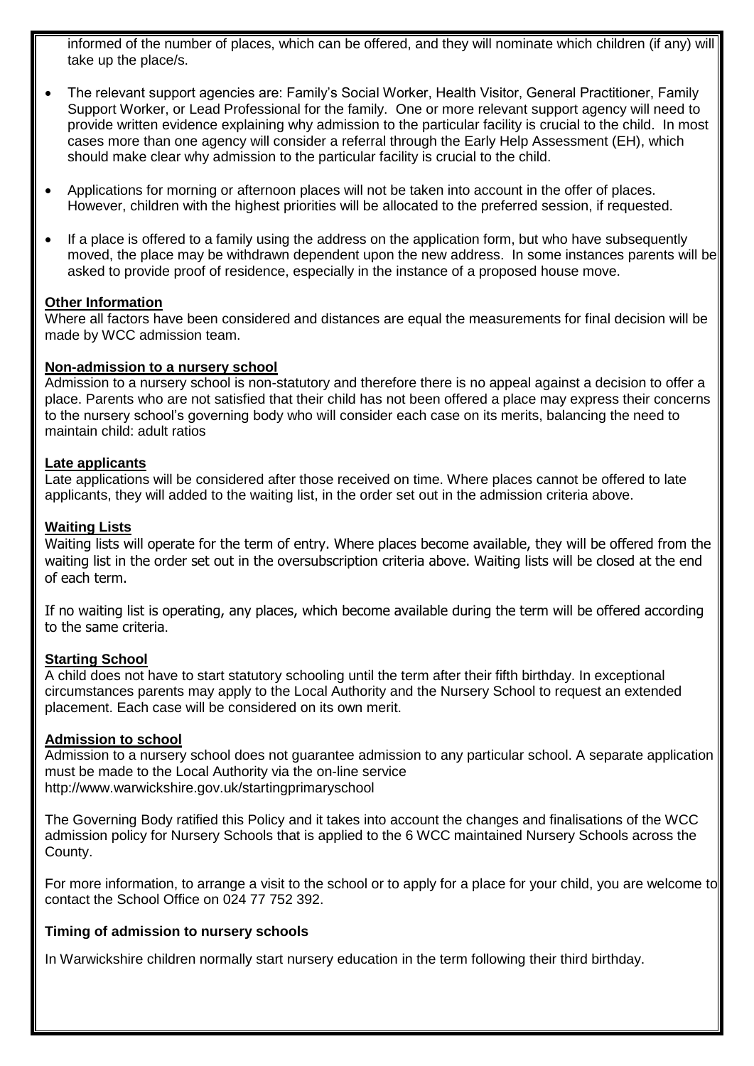informed of the number of places, which can be offered, and they will nominate which children (if any) will take up the place/s.

- The relevant support agencies are: Family's Social Worker, Health Visitor, General Practitioner, Family Support Worker, or Lead Professional for the family. One or more relevant support agency will need to provide written evidence explaining why admission to the particular facility is crucial to the child. In most cases more than one agency will consider a referral through the Early Help Assessment (EH), which should make clear why admission to the particular facility is crucial to the child.
- Applications for morning or afternoon places will not be taken into account in the offer of places. However, children with the highest priorities will be allocated to the preferred session, if requested.
- If a place is offered to a family using the address on the application form, but who have subsequently moved, the place may be withdrawn dependent upon the new address. In some instances parents will be asked to provide proof of residence, especially in the instance of a proposed house move.

**Other Information**

Where all factors have been considered and distances are equal the measurements for final decision will be made by WCC admission team.

**Non-admission to a nursery school**

Admission to a nursery school is non-statutory and therefore there is no appeal against a decision to offer a place. Parents who are not satisfied that their child has not been offered a place may express their concerns to the nursery school's governing body who will consider each case on its merits, balancing the need to maintain child: adult ratios

**Late applicants**

Late applications will be considered after those received on time. Where places cannot be offered to late applicants, they will added to the waiting list, in the order set out in the admission criteria above.

**Waiting Lists**

Waiting lists will operate for the term of entry. Where places become available, they will be offered from the waiting list in the order set out in the oversubscription criteria above. Waiting lists will be closed at the end of each term.

If no waiting list is operating, any places, which become available during the term will be offered according to the same criteria.

**Starting School**

A child does not have to start statutory schooling until the term after their fifth birthday. In exceptional circumstances parents may apply to the Local Authority and the Nursery School to request an extended placement. Each case will be considered on its own merit.

**Admission to school**

Admission to a nursery school does not guarantee admission to any particular school. A separate application must be made to the Local Authority via the on-line service
http://www.warwickshire.gov.uk/startingprimaryschool

The Governing Body ratified this Policy and it takes into account the changes and finalisations of the WCC admission policy for Nursery Schools that is applied to the 6 WCC maintained Nursery Schools across the County.

For more information, to arrange a visit to the school or to apply for a place for your child, you are welcome to contact the School Office on 024 77 752 392.

**Timing of admission to nursery schools**

In Warwickshire children normally start nursery education in the term following their third birthday.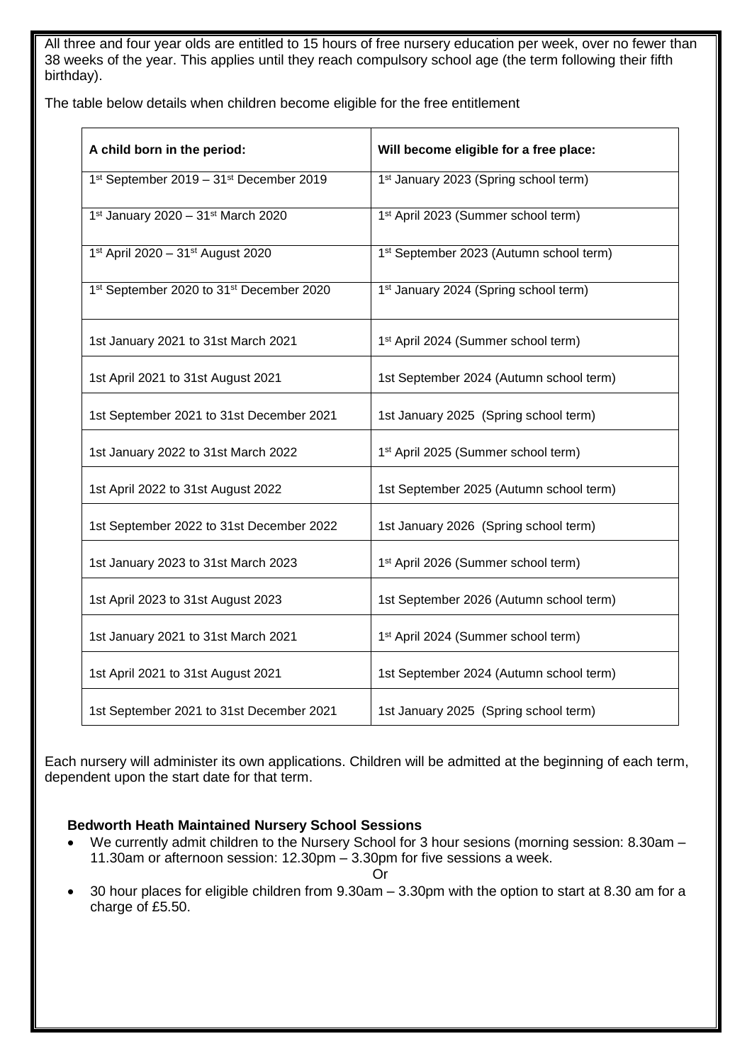All three and four year olds are entitled to 15 hours of free nursery education per week, over no fewer than 38 weeks of the year. This applies until they reach compulsory school age (the term following their fifth birthday).

The table below details when children become eligible for the free entitlement

| **A child born in the period:** | **Will become eligible for a free place:** |
| --- | --- |
| 1st September 2019 – 31st December 2019 | 1st January 2023 (Spring school term) |
| 1st January 2020 – 31st March 2020 | 1st April 2023 (Summer school term) |
| 1st April 2020 – 31st August 2020 | 1st September 2023 (Autumn school term) |
| 1st September 2020 to 31st December 2020 | 1st January 2024 (Spring school term) |
| 1st January 2021 to 31st March 2021 | 1st April 2024 (Summer school term) |
| 1st April 2021 to 31st August 2021 | 1st September 2024 (Autumn school term) |
| 1st September 2021 to 31st December 2021 | 1st January 2025 (Spring school term) |
| 1st January 2022 to 31st March 2022 | 1st April 2025 (Summer school term) |
| 1st April 2022 to 31st August 2022 | 1st September 2025 (Autumn school term) |
| 1st September 2022 to 31st December 2022 | 1st January 2026 (Spring school term) |
| 1st January 2023 to 31st March 2023 | 1st April 2026 (Summer school term) |
| 1st April 2023 to 31st August 2023 | 1st September 2026 (Autumn school term) |
| 1st January 2021 to 31st March 2021 | 1st April 2024 (Summer school term) |
| 1st April 2021 to 31st August 2021 | 1st September 2024 (Autumn school term) |
| 1st September 2021 to 31st December 2021 | 1st January 2025 (Spring school term) |

Each nursery will administer its own applications. Children will be admitted at the beginning of each term, dependent upon the start date for that term.

**Bedworth Heath Maintained Nursery School Sessions**

- We currently admit children to the Nursery School for 3 hour sesions (morning session: 8.30am – 11.30am or afternoon session: 12.30pm – 3.30pm for five sessions a week.

Or

- 30 hour places for eligible children from 9.30am – 3.30pm with the option to start at 8.30 am for a charge of £5.50.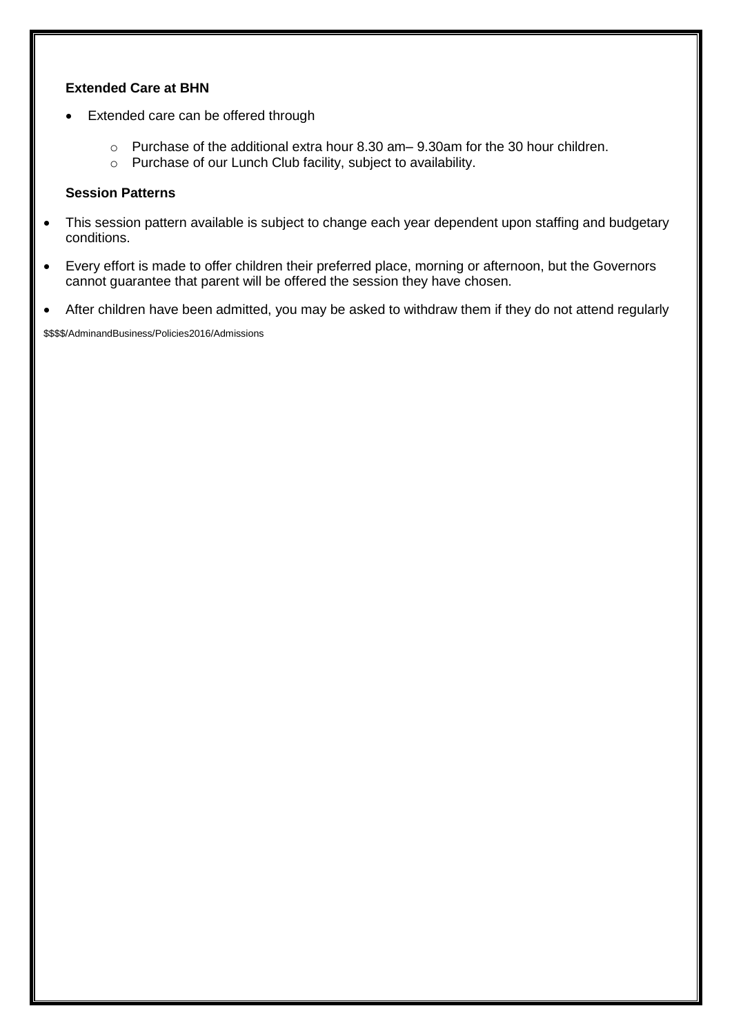**Extended Care at BHN**

- Extended care can be offered through
  - Purchase of the additional extra hour 8.30 am– 9.30am for the 30 hour children.
  - Purchase of our Lunch Club facility, subject to availability.

**Session Patterns**

- This session pattern available is subject to change each year dependent upon staffing and budgetary conditions.
- Every effort is made to offer children their preferred place, morning or afternoon, but the Governors cannot guarantee that parent will be offered the session they have chosen.
- After children have been admitted, you may be asked to withdraw them if they do not attend regularly

$$$$/AdminandBusiness/Policies2016/Admissions